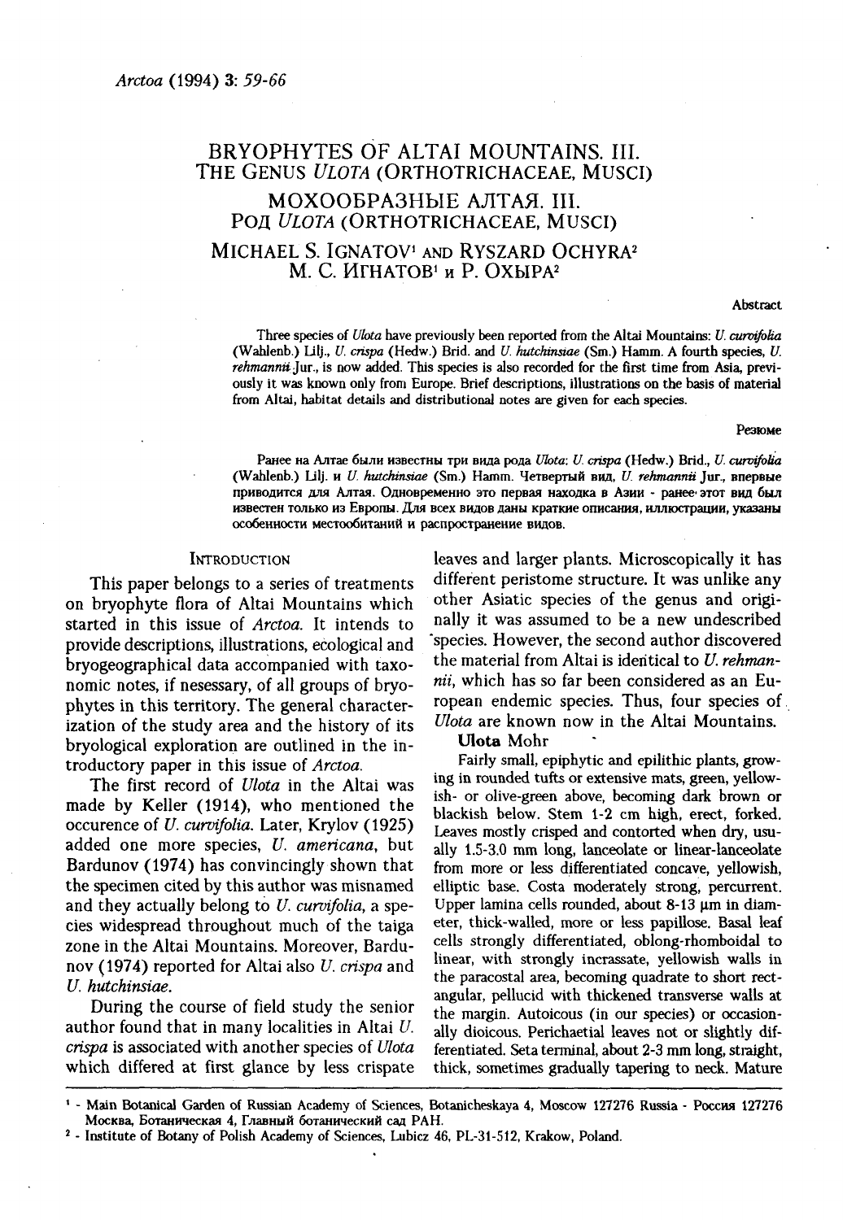# BRYOPHYTES OF ALTAI MOUNTAINS. III. THE GENUS *ULOTA* (ORTHOTRICHACEAE, MUSCI)

# МОХООБРАЗНЫЕ АЛТАЯ. III. РОД *ULOTA* (ORTHOTRICHACEAE, MUSCI)

MICHAEL S. IGNATOV[1] AND RYSZARD OCHYRA[2]

М. С. ИГНАТОВ[1] и Р. ОХЫРА[2]

### Abstract

Three species of *Ulota* have previously been reported from the Altai Mountains: *U. curvifolia* (Wahlenb.) Lilj., *U. crispa* (Hedw.) Brid. and *U. hutchinsiae* (Sm.) Hamm. A fourth species, *U. rehmannii* Jur., is now added. This species is also recorded for the first time from Asia, previously it was known only from Europe. Brief descriptions, illustrations on the basis of material from Altai, habitat details and distributional notes are given for each species.

### Резюме

Ранее на Алтае были известны три вида рода *Ulota*: *U. crispa* (Hedw.) Brid., *U. curvifolia* (Wahlenb.) Lilj. и *U. hutchinsiae* (Sm.) Hamm. Четвертый вид, *U. rehmannii* Jur., впервые приводится для Алтая. Одновременно это первая находка в Азии - ранее этот вид был известен только из Европы. Для всех видов даны краткие описания, иллюстрации, указаны особенности местообитаний и распространение видов.

## INTRODUCTION

This paper belongs to a series of treatments on bryophyte flora of Altai Mountains which started in this issue of *Arctoa*. It intends to provide descriptions, illustrations, ecological and bryogeographical data accompanied with taxonomic notes, if nesessary, of all groups of bryophytes in this territory. The general characterization of the study area and the history of its bryological exploration are outlined in the introductory paper in this issue of *Arctoa*.

The first record of *Ulota* in the Altai was made by Keller (1914), who mentioned the occurence of *U. curvifolia*. Later, Krylov (1925) added one more species, *U. americana*, but Bardunov (1974) has convincingly shown that the specimen cited by this author was misnamed and they actually belong to *U. curvifolia*, a species widespread throughout much of the taiga zone in the Altai Mountains. Moreover, Bardunov (1974) reported for Altai also *U. crispa* and *U. hutchinsiae*.

During the course of field study the senior author found that in many localities in Altai *U. crispa* is associated with another species of *Ulota* which differed at first glance by less crispate leaves and larger plants. Microscopically it has different peristome structure. It was unlike any other Asiatic species of the genus and originally it was assumed to be a new undescribed species. However, the second author discovered the material from Altai is identical to *U. rehmannii*, which has so far been considered as an European endemic species. Thus, four species of *Ulota* are known now in the Altai Mountains.

**Ulota** Mohr

Fairly small, epiphytic and epilithic plants, growing in rounded tufts or extensive mats, green, yellowish- or olive-green above, becoming dark brown or blackish below. Stem 1-2 cm high, erect, forked. Leaves mostly crisped and contorted when dry, usually 1.5-3.0 mm long, lanceolate or linear-lanceolate from more or less differentiated concave, yellowish, elliptic base. Costa moderately strong, percurrent. Upper lamina cells rounded, about 8-13 µm in diameter, thick-walled, more or less papillose. Basal leaf cells strongly differentiated, oblong-rhomboidal to linear, with strongly incrassate, yellowish walls in the paracostal area, becoming quadrate to short rectangular, pellucid with thickened transverse walls at the margin. Autoicous (in our species) or occasionally dioicous. Perichaetial leaves not or slightly differentiated. Seta terminal, about 2-3 mm long, straight, thick, sometimes gradually tapering to neck. Mature

---

[1] - Main Botanical Garden of Russian Academy of Sciences, Botanicheskaya 4, Moscow 127276 Russia - Россия 127276 Москва, Ботаническая 4, Главный ботанический сад РАН.

[2] - Institute of Botany of Polish Academy of Sciences, Lubicz 46, PL-31-512, Krakow, Poland.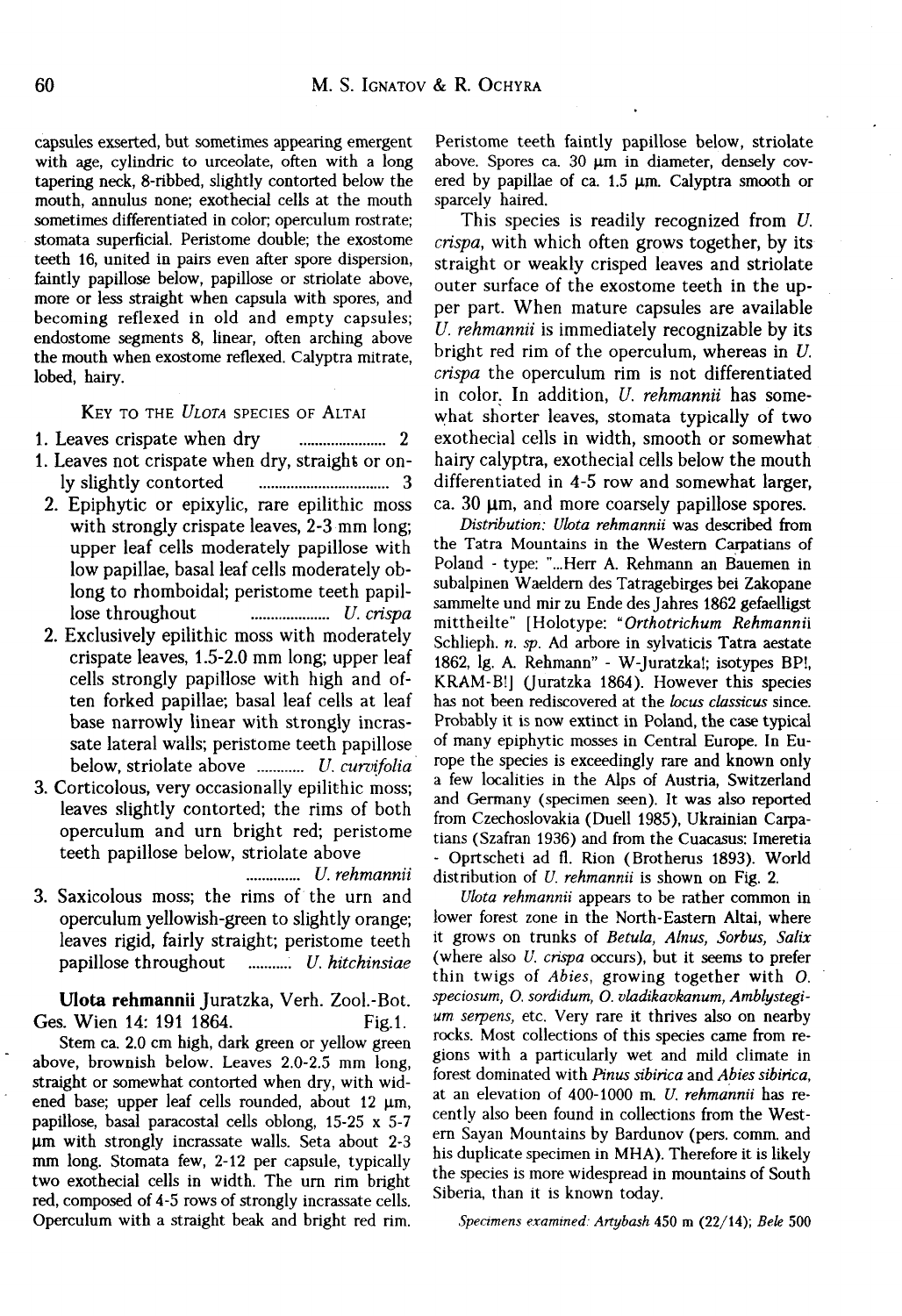capsules exserted, but sometimes appearing emergent with age, cylindric to urceolate, often with a long tapering neck, 8-ribbed, slightly contorted below the mouth, annulus none; exothecial cells at the mouth sometimes differentiated in color; operculum rostrate; stomata superficial. Peristome double; the exostome teeth 16, united in pairs even after spore dispersion, faintly papillose below, papillose or striolate above, more or less straight when capsula with spores, and becoming reflexed in old and empty capsules; endostome segments 8, linear, often arching above the mouth when exostome reflexed. Calyptra mitrate, lobed, hairy.

### Key to the *Ulota* species of Altai

1. Leaves crispate when dry ...................... 2
1. Leaves not crispate when dry, straight or only slightly contorted ................................ 3
   2. Epiphytic or epixylic, rare epilithic moss with strongly crispate leaves, 2-3 mm long; upper leaf cells moderately papillose with low papillae, basal leaf cells moderately oblong to rhomboidal; peristome teeth papillose throughout .................... *U. crispa*
   2. Exclusively epilithic moss with moderately crispate leaves, 1.5-2.0 mm long; upper leaf cells strongly papillose with high and often forked papillae; basal leaf cells at leaf base narrowly linear with strongly incrassate lateral walls; peristome teeth papillose below, striolate above ............ *U. curvifolia*
3. Corticolous, very occasionally epilithic moss; leaves slightly contorted; the rims of both operculum and urn bright red; peristome teeth papillose below, striolate above .............. *U. rehmannii*
3. Saxicolous moss; the rims of the urn and operculum yellowish-green to slightly orange; leaves rigid, fairly straight; peristome teeth papillose throughout ........... *U. hitchinsiae*

**Ulota rehmannii** Juratzka, Verh. Zool.-Bot. Ges. Wien 14: 191 1864. Fig.1.

Stem ca. 2.0 cm high, dark green or yellow green above, brownish below. Leaves 2.0-2.5 mm long, straight or somewhat contorted when dry, with widened base; upper leaf cells rounded, about 12 µm, papillose, basal paracostal cells oblong, 15-25 x 5-7 µm with strongly incrassate walls. Seta about 2-3 mm long. Stomata few, 2-12 per capsule, typically two exothecial cells in width. The urn rim bright red, composed of 4-5 rows of strongly incrassate cells. Operculum with a straight beak and bright red rim. Peristome teeth faintly papillose below, striolate above. Spores ca. 30 µm in diameter, densely covered by papillae of ca. 1.5 µm. Calyptra smooth or sparcely haired.

This species is readily recognized from *U. crispa*, with which often grows together, by its straight or weakly crisped leaves and striolate outer surface of the exostome teeth in the upper part. When mature capsules are available *U. rehmannii* is immediately recognizable by its bright red rim of the operculum, whereas in *U. crispa* the operculum rim is not differentiated in color. In addition, *U. rehmannii* has somewhat shorter leaves, stomata typically of two exothecial cells in width, smooth or somewhat hairy calyptra, exothecial cells below the mouth differentiated in 4-5 row and somewhat larger, ca. 30 µm, and more coarsely papillose spores.

*Distribution: Ulota rehmannii* was described from the Tatra Mountains in the Western Carpatians of Poland - type: "...Herr A. Rehmann an Bauemen in subalpinen Waeldern des Tatragebirges bei Zakopane sammelte und mir zu Ende des Jahres 1862 gefaelligst mittheilte" [Holotype: "*Orthotrichum Rehmannii* Schlieph. *n. sp.* Ad arbore in sylvaticis Tatra aestate 1862, lg. A. Rehmann" - W-Juratzka!; isotypes BP!, KRAM-B!] (Juratzka 1864). However this species has not been rediscovered at the *locus classicus* since. Probably it is now extinct in Poland, the case typical of many epiphytic mosses in Central Europe. In Europe the species is exceedingly rare and known only a few localities in the Alps of Austria, Switzerland and Germany (specimen seen). It was also reported from Czechoslovakia (Duell 1985), Ukrainian Carpatians (Szafran 1936) and from the Cuacasus: Imeretia - Oprtscheti ad fl. Rion (Brotherus 1893). World distribution of *U. rehmannii* is shown on Fig. 2.

*Ulota rehmannii* appears to be rather common in lower forest zone in the North-Eastern Altai, where it grows on trunks of *Betula, Alnus, Sorbus, Salix* (where also *U. crispa* occurs), but it seems to prefer thin twigs of *Abies*, growing together with *O. speciosum, O. sordidum, O. vladikavkanum, Amblystegium serpens*, etc. Very rare it thrives also on nearby rocks. Most collections of this species came from regions with a particularly wet and mild climate in forest dominated with *Pinus sibirica* and *Abies sibirica*, at an elevation of 400-1000 m. *U. rehmannii* has recently also been found in collections from the Western Sayan Mountains by Bardunov (pers. comm. and his duplicate specimen in MHA). Therefore it is likely the species is more widespread in mountains of South Siberia, than it is known today.

*Specimens examined: Artybash* 450 m (22/14); *Bele* 500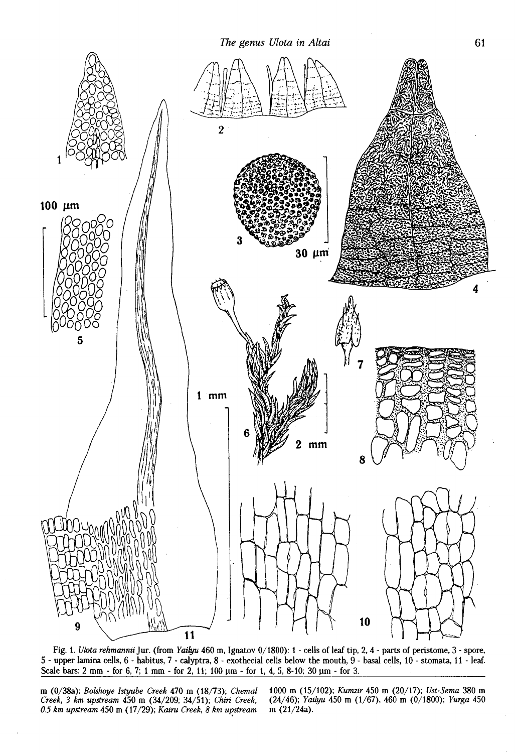Fig. 1. *Ulota rehmannii* Jur. (from *Yailyu* 460 m, Ignatov 0/1800): 1 - cells of leaf tip, 2, 4 - parts of peristome, 3 - spore, 5 - upper lamina cells, 6 - habitus, 7 - calyptra, 8 - exothecial cells below the mouth, 9 - basal cells, 10 - stomata, 11 - leaf. Scale bars: 2 mm - for 6, 7; 1 mm - for 2, 11; 100 µm - for 1, 4, 5, 8-10; 30 µm - for 3.

m (0/38a); *Bolshoye Istyube Creek* 470 m (18/73); *Chemal Creek, 3 km upstream* 450 m (34/209; 34/51); *Chiri Creek, 0.5 km upstream* 450 m (17/29); *Kairu Creek, 8 km upstream* 1000 m (15/102); *Kumzir* 450 m (20/17); *Ust-Sema* 380 m (24/46); *Yailyu* 450 m (1/67), 460 m (0/1800); *Yurga* 450 m (21/24a).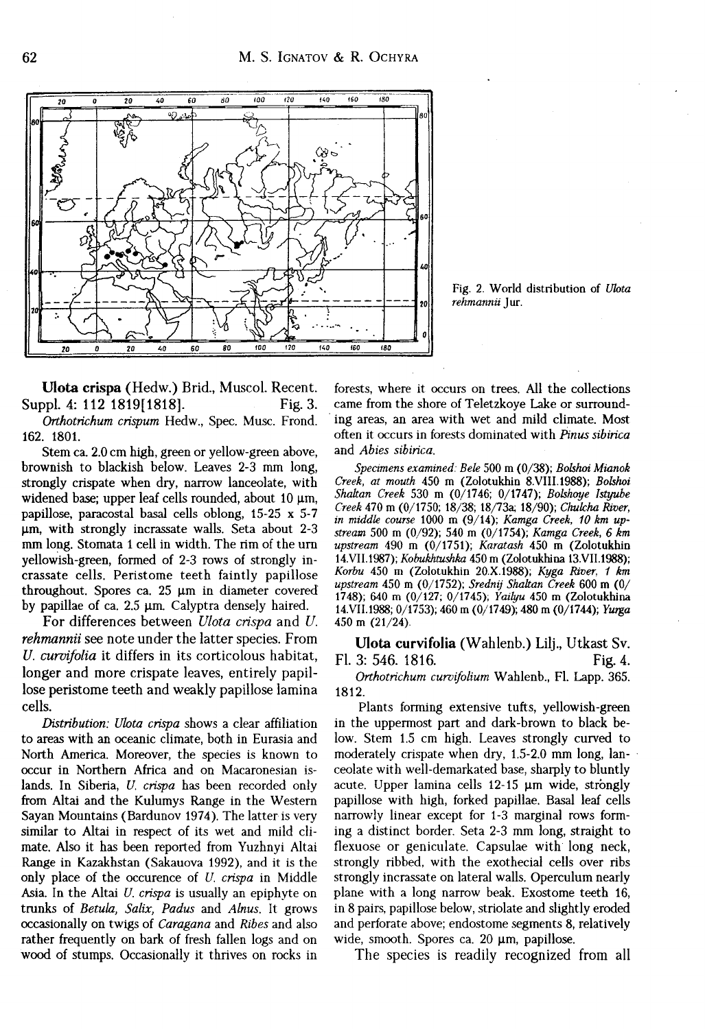Fig. 2. World distribution of *Ulota rehmannii* Jur.

**Ulota crispa** (Hedw.) Brid., Muscol. Recent. Suppl. 4: 112 1819[1818]. Fig. 3.

*Orthotrichum crispum* Hedw., Spec. Musc. Frond. 162. 1801.

Stem ca. 2.0 cm high, green or yellow-green above, brownish to blackish below. Leaves 2-3 mm long, strongly crispate when dry, narrow lanceolate, with widened base; upper leaf cells rounded, about 10 µm, papillose, paracostal basal cells oblong, 15-25 x 5-7 µm, with strongly incrassate walls. Seta about 2-3 mm long. Stomata 1 cell in width. The rim of the urn yellowish-green, formed of 2-3 rows of strongly incrassate cells. Peristome teeth faintly papillose throughout. Spores ca. 25 µm in diameter covered by papillae of ca. 2.5 µm. Calyptra densely haired.

For differences between *Ulota crispa* and *U. rehmannii* see note under the latter species. From *U. curvifolia* it differs in its corticolous habitat, longer and more crispate leaves, entirely papillose peristome teeth and weakly papillose lamina cells.

*Distribution: Ulota crispa* shows a clear affiliation to areas with an oceanic climate, both in Eurasia and North America. Moreover, the species is known to occur in Northern Africa and on Macaronesian islands. In Siberia, *U. crispa* has been recorded only from Altai and the Kulumys Range in the Western Sayan Mountains (Bardunov 1974). The latter is very similar to Altai in respect of its wet and mild climate. Also it has been reported from Yuzhnyi Altai Range in Kazakhstan (Sakauova 1992), and it is the only place of the occurence of *U. crispa* in Middle Asia. In the Altai *U. crispa* is usually an epiphyte on trunks of *Betula, Salix, Padus* and *Alnus*. It grows occasionally on twigs of *Caragana* and *Ribes* and also rather frequently on bark of fresh fallen logs and on wood of stumps. Occasionally it thrives on rocks in forests, where it occurs on trees. All the collections came from the shore of Teletzkoye Lake or surrounding areas, an area with wet and mild climate. Most often it occurs in forests dominated with *Pinus sibirica* and *Abies sibirica*.

*Specimens examined: Bele* 500 m (0/38); *Bolshoi Mianok Creek, at mouth* 450 m (Zolotukhin 8.VIII.1988); *Bolshoi Shaltan Creek* 530 m (0/1746; 0/1747); *Bolshoye Istyube Creek* 470 m (0/1750; 18/38; 18/73a; 18/90); *Chulcha River, in middle course* 1000 m (9/14); *Kamga Creek, 10 km upstream* 500 m (0/92); 540 m (0/1754); *Kamga Creek, 6 km upstream* 490 m (0/1751); *Karatash* 450 m (Zolotukhin 14.VII.1987); *Kobukhtushka* 450 m (Zolotukhina 13.VII.1988); *Korbu* 450 m (Zolotukhin 20.X.1988); *Kyga River, 1 km upstream* 450 m (0/1752); *Srednij Shaltan Creek* 600 m (0/1748); 640 m (0/127; 0/1745); *Yailyu* 450 m (Zolotukhina 14.VII.1988; 0/1753); 460 m (0/1749); 480 m (0/1744); *Yurga* 450 m (21/24).

**Ulota curvifolia** (Wahlenb.) Lilj., Utkast Sv. Fl. 3: 546. 1816. Fig. 4.

*Orthotrichum curvifolium* Wahlenb., Fl. Lapp. 365. 1812.

Plants forming extensive tufts, yellowish-green in the uppermost part and dark-brown to black below. Stem 1.5 cm high. Leaves strongly curved to moderately crispate when dry, 1.5-2.0 mm long, lanceolate with well-demarkated base, sharply to bluntly acute. Upper lamina cells 12-15 µm wide, strongly papillose with high, forked papillae. Basal leaf cells narrowly linear except for 1-3 marginal rows forming a distinct border. Seta 2-3 mm long, straight to flexuose or geniculate. Capsulae with long neck, strongly ribbed, with the exothecial cells over ribs strongly incrassate on lateral walls. Operculum nearly plane with a long narrow beak. Exostome teeth 16, in 8 pairs, papillose below, striolate and slightly eroded and perforate above; endostome segments 8, relatively wide, smooth. Spores ca. 20 µm, papillose.

The species is readily recognized from all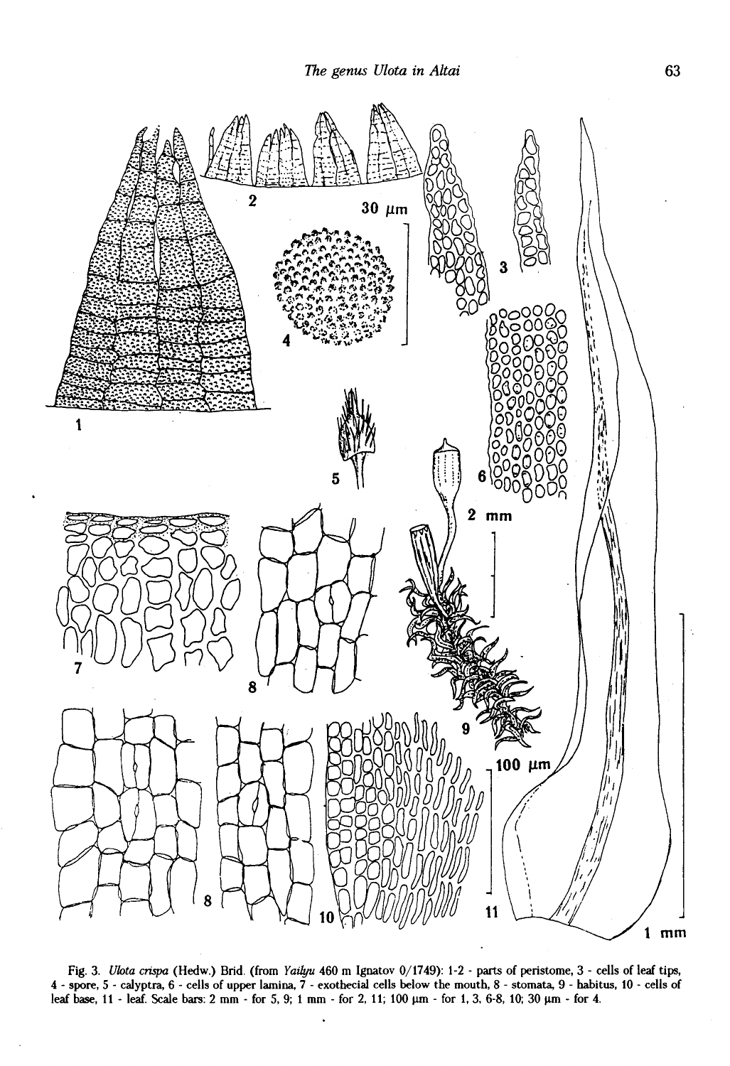Fig. 3. *Ulota crispa* (Hedw.) Brid. (from *Yailyu* 460 m Ignatov 0/1749): 1-2 - parts of peristome, 3 - cells of leaf tips, 4 - spore, 5 - calyptra, 6 - cells of upper lamina, 7 - exothecial cells below the mouth, 8 - stomata, 9 - habitus, 10 - cells of leaf base, 11 - leaf. Scale bars: 2 mm - for 5, 9; 1 mm - for 2, 11; 100 μm - for 1, 3, 6-8, 10; 30 μm - for 4.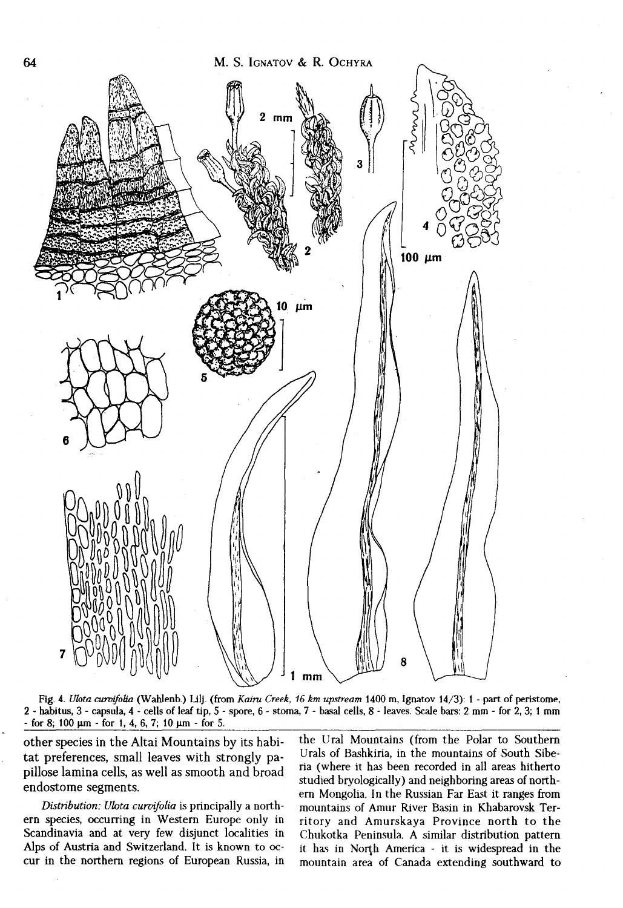Fig. 4. *Ulota curvifolia* (Wahlenb.) Lilj. (from *Kairu Creek, 16 km upstream* 1400 m, Ignatov 14/3): 1 - part of peristome, 2 - habitus, 3 - capsula, 4 - cells of leaf tip, 5 - spore, 6 - stoma, 7 - basal cells, 8 - leaves. Scale bars: 2 mm - for 2, 3; 1 mm - for 8; 100 µm - for 1, 4, 6, 7; 10 µm - for 5.

other species in the Altai Mountains by its habitat preferences, small leaves with strongly papillose lamina cells, as well as smooth and broad endostome segments.

*Distribution: Ulota curvifolia* is principally a northern species, occurring in Western Europe only in Scandinavia and at very few disjunct localities in Alps of Austria and Switzerland. It is known to occur in the northern regions of European Russia, in the Ural Mountains (from the Polar to Southern Urals of Bashkiria, in the mountains of South Siberia (where it has been recorded in all areas hitherto studied bryologically) and neighboring areas of northern Mongolia. In the Russian Far East it ranges from mountains of Amur River Basin in Khabarovsk Territory and Amurskaya Province north to the Chukotka Peninsula. A similar distribution pattern it has in North America - it is widespread in the mountain area of Canada extending southward to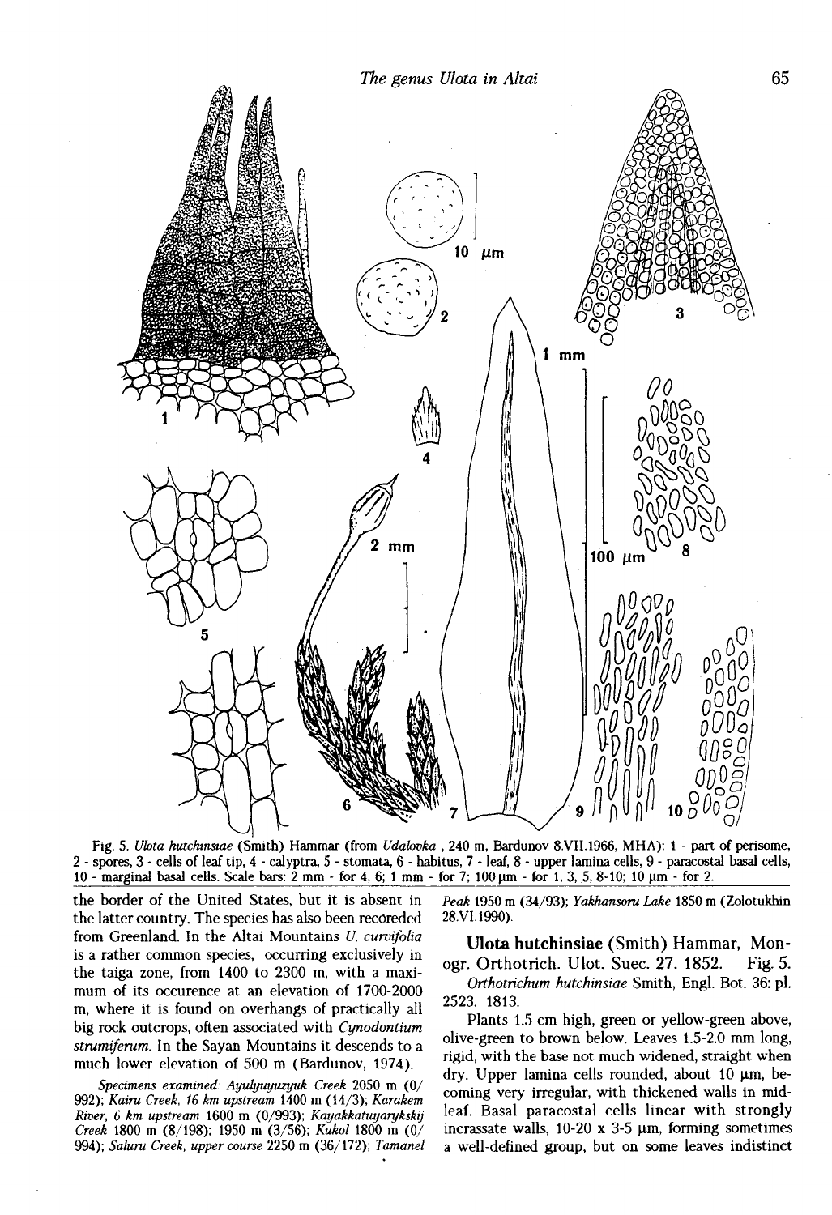Fig. 5. *Ulota hutchinsiae* (Smith) Hammar (from *Udalovka* , 240 m, Bardunov 8.VII.1966, MHA): 1 - part of perisome, 2 - spores, 3 - cells of leaf tip, 4 - calyptra, 5 - stomata, 6 - habitus, 7 - leaf, 8 - upper lamina cells, 9 - paracostal basal cells, 10 - marginal basal cells. Scale bars: 2 mm - for 4, 6; 1 mm - for 7; 100 μm - for 1, 3, 5, 8-10; 10 μm - for 2.

the border of the United States, but it is absent in the latter country. The species has also been recoreded from Greenland. In the Altai Mountains *U. curvifolia* is a rather common species, occurring exclusively in the taiga zone, from 1400 to 2300 m, with a maximum of its occurence at an elevation of 1700-2000 m, where it is found on overhangs of practically all big rock outcrops, often associated with *Cynodontium strumiferum*. In the Sayan Mountains it descends to a much lower elevation of 500 m (Bardunov, 1974).

*Specimens examined*: *Ayulyuyuzyuk Creek* 2050 m (0/992); *Kairu Creek, 16 km upstream* 1400 m (14/3); *Karakem River, 6 km upstream* 1600 m (0/993); *Kayakkatuyarykskij Creek* 1800 m (8/198); 1950 m (3/56); *Kukol* 1800 m (0/994); *Saluru Creek, upper course* 2250 m (36/172); *Tamanel Peak* 1950 m (34/93); *Yakhansoru Lake* 1850 m (Zolotukhin 28.VI.1990).

**Ulota hutchinsiae** (Smith) Hammar, Monogr. Orthotrich. Ulot. Suec. 27. 1852. Fig. 5.

*Orthotrichum hutchinsiae* Smith, Engl. Bot. 36: pl. 2523. 1813.

Plants 1.5 cm high, green or yellow-green above, olive-green to brown below. Leaves 1.5-2.0 mm long, rigid, with the base not much widened, straight when dry. Upper lamina cells rounded, about 10 μm, becoming very irregular, with thickened walls in mid-leaf. Basal paracostal cells linear with strongly incrassate walls, 10-20 x 3-5 μm, forming sometimes a well-defined group, but on some leaves indistinct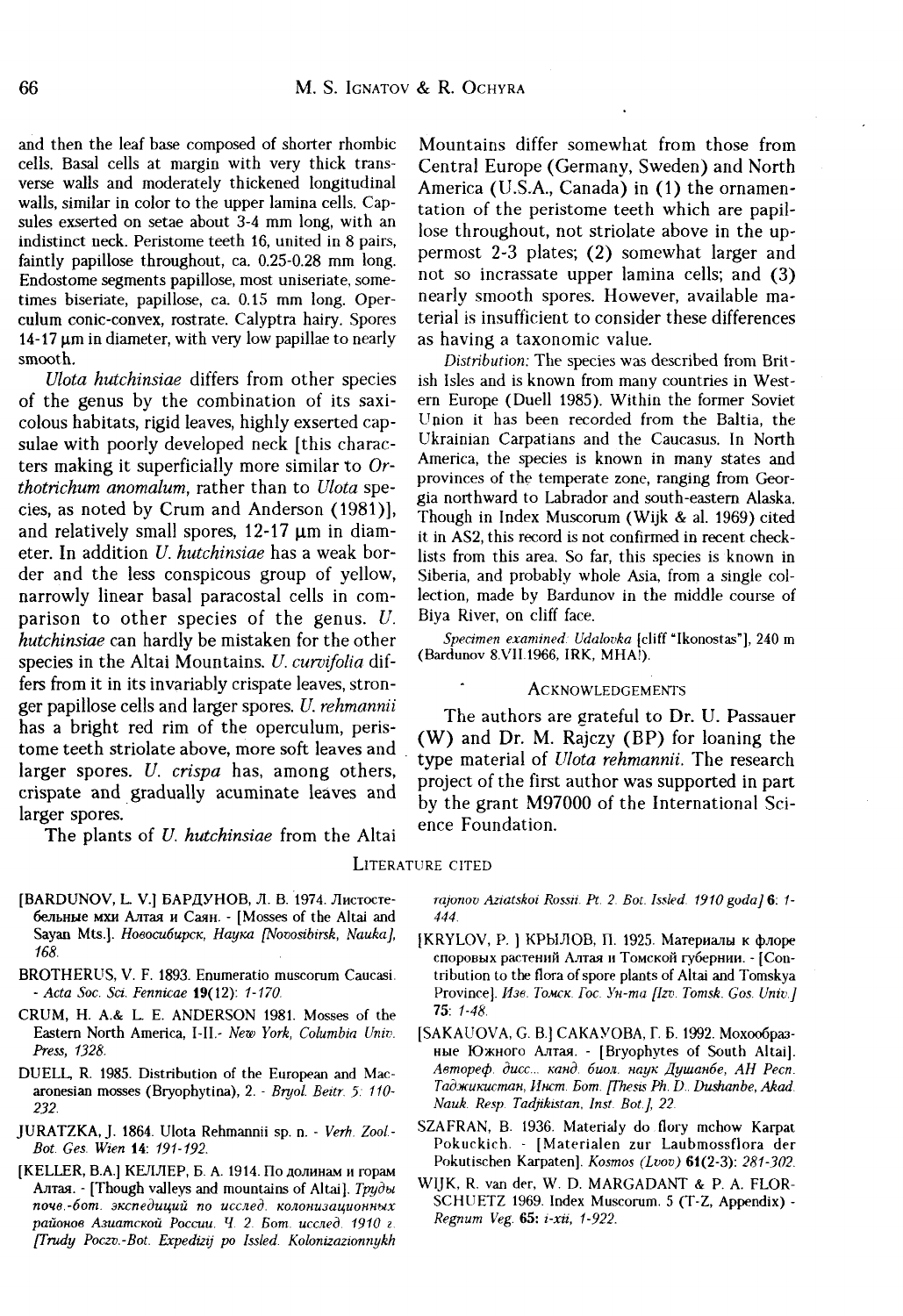and then the leaf base composed of shorter rhombic cells. Basal cells at margin with very thick transverse walls and moderately thickened longitudinal walls, similar in color to the upper lamina cells. Capsules exserted on setae about 3-4 mm long, with an indistinct neck. Peristome teeth 16, united in 8 pairs, faintly papillose throughout, ca. 0.25-0.28 mm long. Endostome segments papillose, most uniseriate, sometimes biseriate, papillose, ca. 0.15 mm long. Operculum conic-convex, rostrate. Calyptra hairy. Spores 14-17 µm in diameter, with very low papillae to nearly smooth.

*Ulota hutchinsiae* differs from other species of the genus by the combination of its saxicolous habitats, rigid leaves, highly exserted capsulae with poorly developed neck [this characters making it superficially more similar to *Orthotrichum anomalum*, rather than to *Ulota* species, as noted by Crum and Anderson (1981)], and relatively small spores, 12-17 µm in diameter. In addition *U. hutchinsiae* has a weak border and the less conspicous group of yellow, narrowly linear basal paracostal cells in comparison to other species of the genus. *U. hutchinsiae* can hardly be mistaken for the other species in the Altai Mountains. *U. curvifolia* differs from it in its invariably crispate leaves, stronger papillose cells and larger spores. *U. rehmannii* has a bright red rim of the operculum, peristome teeth striolate above, more soft leaves and larger spores. *U. crispa* has, among others, crispate and gradually acuminate leaves and larger spores.

The plants of *U. hutchinsiae* from the Altai Mountains differ somewhat from those from Central Europe (Germany, Sweden) and North America (U.S.A., Canada) in (1) the ornamentation of the peristome teeth which are papillose throughout, not striolate above in the uppermost 2-3 plates; (2) somewhat larger and not so incrassate upper lamina cells; and (3) nearly smooth spores. However, available material is insufficient to consider these differences as having a taxonomic value.

*Distribution:* The species was described from British Isles and is known from many countries in Western Europe (Duell 1985). Within the former Soviet Union it has been recorded from the Baltia, the Ukrainian Carpatians and the Caucasus. In North America, the species is known in many states and provinces of the temperate zone, ranging from Georgia northward to Labrador and south-eastern Alaska. Though in Index Muscorum (Wijk & al. 1969) cited it in AS2, this record is not confirmed in recent checklists from this area. So far, this species is known in Siberia, and probably whole Asia, from a single collection, made by Bardunov in the middle course of Biya River, on cliff face.

*Specimen examined:* Udalovka [cliff "Ikonostas"], 240 m (Bardunov 8.VII.1966, IRK, MHA!).

## Acknowledgements

The authors are grateful to Dr. U. Passauer (W) and Dr. M. Rajczy (BP) for loaning the type material of *Ulota rehmannii*. The research project of the first author was supported in part by the grant M97000 of the International Science Foundation.

## Literature Cited

[BARDUNOV, L. V.] БАРДУНОВ, Л. В. 1974. Листостебельные мхи Алтая и Саян. - [Mosses of the Altai and Sayan Mts.]. *Новосибирск, Наука [Novosibirsk, Nauka], 168.*

BROTHERUS, V. F. 1893. Enumeratio muscorum Caucasi. - *Acta Soc. Sci. Fennicae* **19**(12): *1-170.*

CRUM, H. A.& L. E. ANDERSON 1981. Mosses of the Eastern North America, I-II.- *New York, Columbia Univ. Press, 1328.*

DUELL, R. 1985. Distribution of the European and Macaronesian mosses (Bryophytina), 2. - *Bryol. Beitr.* 5: *110-232.*

JURATZKA, J. 1864. Ulota Rehmannii sp. n. - *Verh. Zool.-Bot. Ges. Wien* **14**: *191-192.*

[KELLER, B.A.] КЕЛЛЕР, Б. А. 1914. По долинам и горам Алтая. - [Though valleys and mountains of Altai]. *Труды почв.-бот. экспедиций по исслед. колонизационных районов Азиатской России. Ч. 2. Бот. исслед. 1910 г. [Trudy Poczv.-Bot. Expedizij po Issled. Kolonizazionnykh rajonov Aziatskoi Rossii. Pt. 2. Bot. Issled. 1910 goda]* **6**: *1-444.*

[KRYLOV, P. ] КРЫЛОВ, П. 1925. Материалы к флоре споровых растений Алтая и Томской губернии. - [Contribution to the flora of spore plants of Altai and Tomskya Province]. *Изв. Томск. Гос. Ун-та [Izv. Tomsk. Gos. Univ.]* **75**: *1-48.*

[SAKAUOVA, G. B.] САКАУОВА, Г. Б. 1992. Мохообразные Южного Алтая. - [Bryophytes of South Altai]. *Автореф. дисс... канд. биол. наук Душанбе, АН Респ. Таджикистан, Инст. Бот. [Thesis Ph. D.. Dushanbe, Akad. Nauk. Resp. Tadjikistan, Inst. Bot.], 22.*

SZAFRAN, B. 1936. Materialy do flory mchow Karpat Pokuckich. - [Materialen zur Laubmossflora der Pokutischen Karpaten]. *Kosmos (Lvov)* **61**(2-3): *281-302.*

WIJK, R. van der, W. D. MARGADANT & P. A. FLORSCHUETZ 1969. Index Muscorum. 5 (T-Z, Appendix) - *Regnum Veg.* **65**: *i-xii, 1-922.*